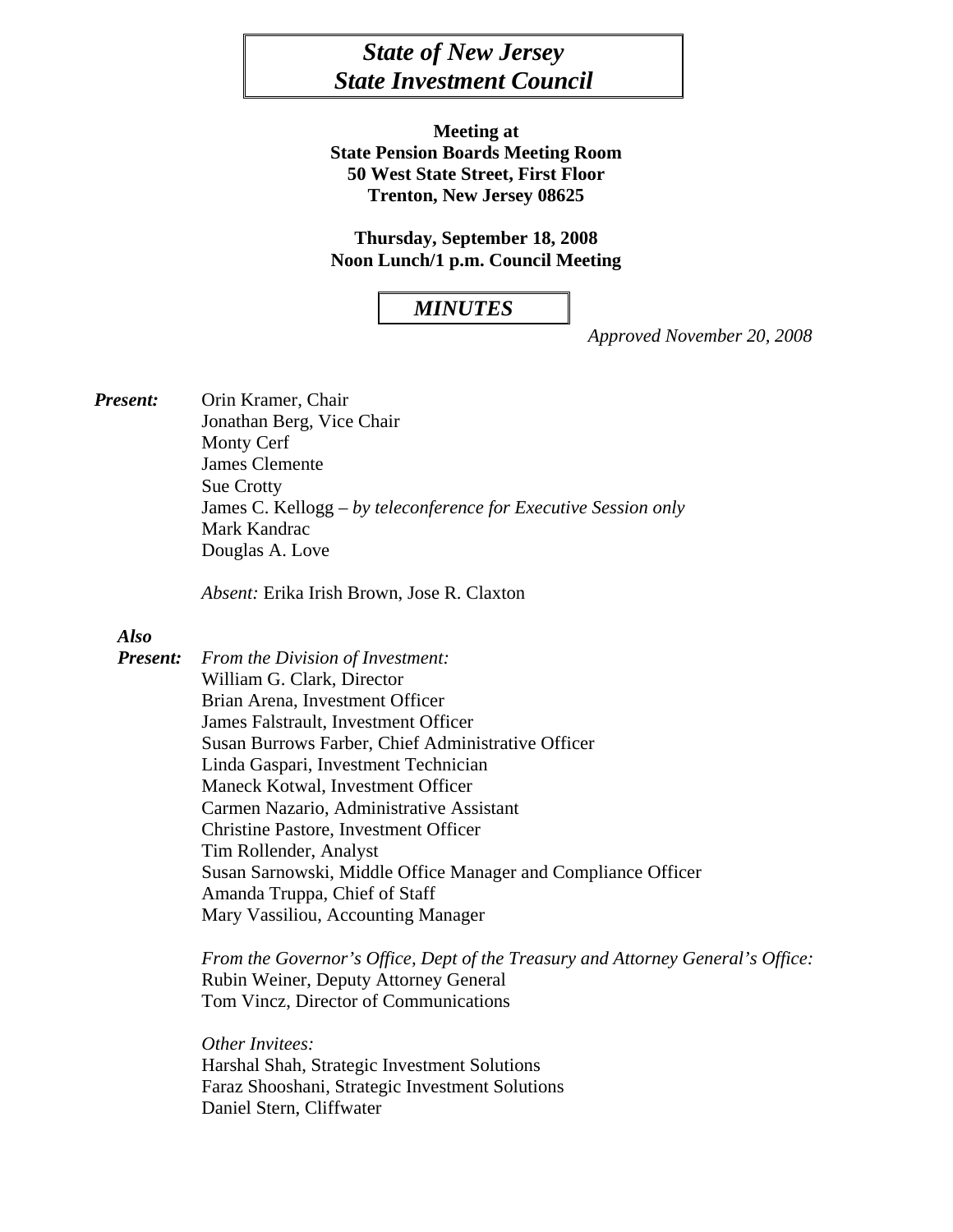# *State of New Jersey*
# *State Investment Council*

**Meeting at**
**State Pension Boards Meeting Room**
**50 West State Street, First Floor**
**Trenton, New Jersey 08625**

**Thursday, September 18, 2008**
**Noon Lunch/1 p.m. Council Meeting**

## *MINUTES*

*Approved November 20, 2008*

***Present:***

Orin Kramer, Chair
Jonathan Berg, Vice Chair
Monty Cerf
James Clemente
Sue Crotty
James C. Kellogg – *by teleconference for Executive Session only*
Mark Kandrac
Douglas A. Love

*Absent:* Erika Irish Brown, Jose R. Claxton

***Also Present:***

*From the Division of Investment:*
William G. Clark, Director
Brian Arena, Investment Officer
James Falstrault, Investment Officer
Susan Burrows Farber, Chief Administrative Officer
Linda Gaspari, Investment Technician
Maneck Kotwal, Investment Officer
Carmen Nazario, Administrative Assistant
Christine Pastore, Investment Officer
Tim Rollender, Analyst
Susan Sarnowski, Middle Office Manager and Compliance Officer
Amanda Truppa, Chief of Staff
Mary Vassiliou, Accounting Manager

*From the Governor's Office, Dept of the Treasury and Attorney General's Office:*
Rubin Weiner, Deputy Attorney General
Tom Vincz, Director of Communications

*Other Invitees:*
Harshal Shah, Strategic Investment Solutions
Faraz Shooshani, Strategic Investment Solutions
Daniel Stern, Cliffwater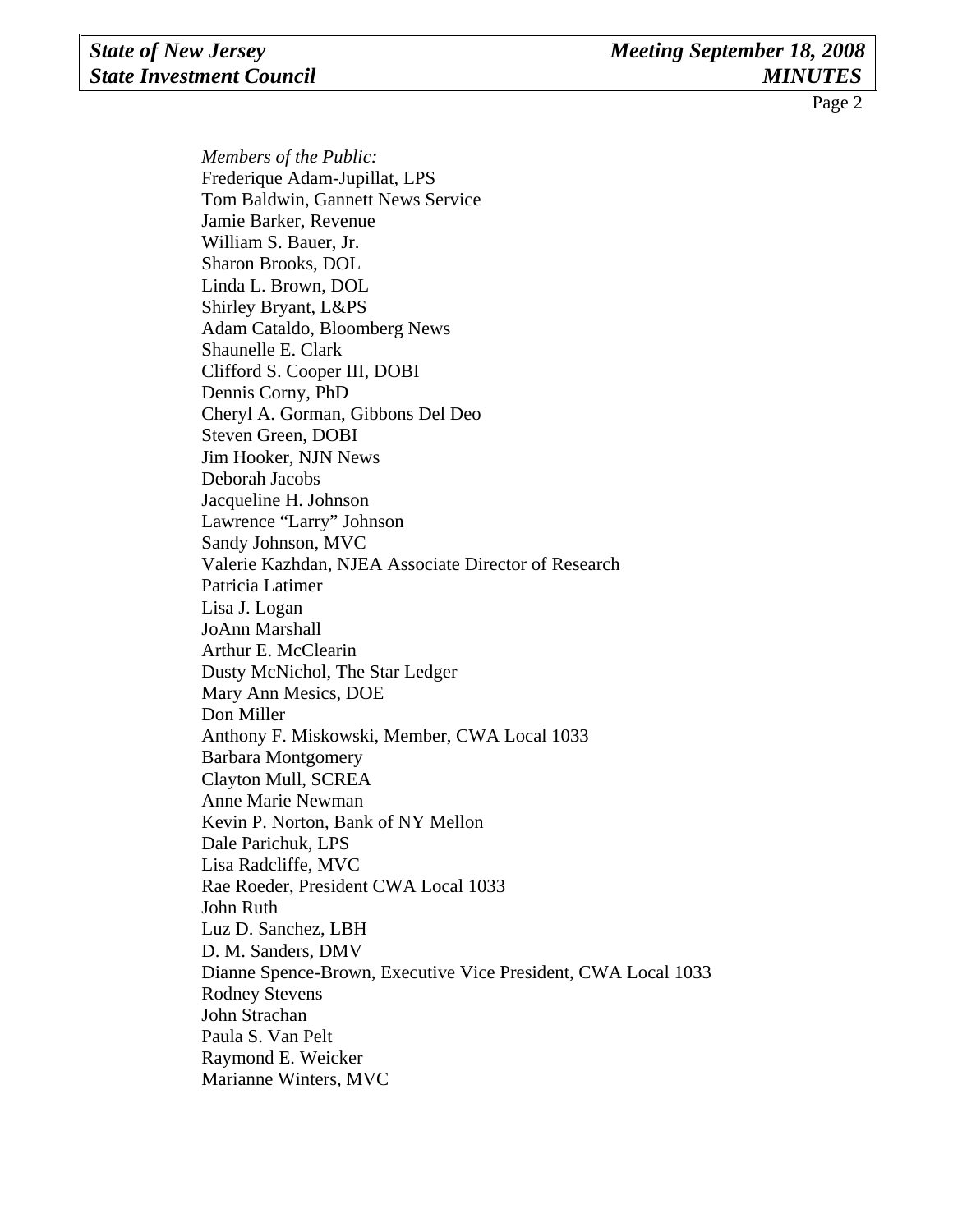*Members of the Public:*
Frederique Adam-Jupillat, LPS
Tom Baldwin, Gannett News Service
Jamie Barker, Revenue
William S. Bauer, Jr.
Sharon Brooks, DOL
Linda L. Brown, DOL
Shirley Bryant, L&PS
Adam Cataldo, Bloomberg News
Shaunelle E. Clark
Clifford S. Cooper III, DOBI
Dennis Corny, PhD
Cheryl A. Gorman, Gibbons Del Deo
Steven Green, DOBI
Jim Hooker, NJN News
Deborah Jacobs
Jacqueline H. Johnson
Lawrence "Larry" Johnson
Sandy Johnson, MVC
Valerie Kazhdan, NJEA Associate Director of Research
Patricia Latimer
Lisa J. Logan
JoAnn Marshall
Arthur E. McClearin
Dusty McNichol, The Star Ledger
Mary Ann Mesics, DOE
Don Miller
Anthony F. Miskowski, Member, CWA Local 1033
Barbara Montgomery
Clayton Mull, SCREA
Anne Marie Newman
Kevin P. Norton, Bank of NY Mellon
Dale Parichuk, LPS
Lisa Radcliffe, MVC
Rae Roeder, President CWA Local 1033
John Ruth
Luz D. Sanchez, LBH
D. M. Sanders, DMV
Dianne Spence-Brown, Executive Vice President, CWA Local 1033
Rodney Stevens
John Strachan
Paula S. Van Pelt
Raymond E. Weicker
Marianne Winters, MVC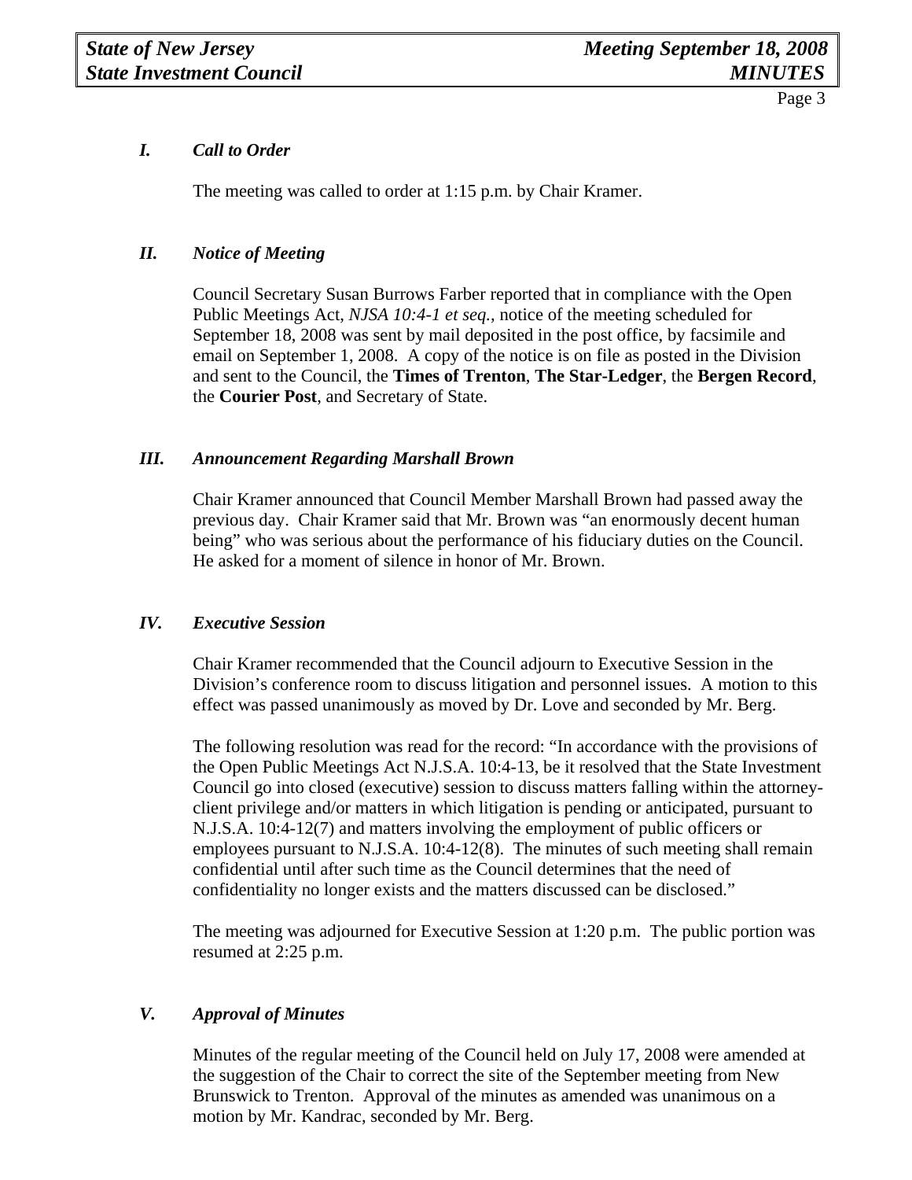## *I. Call to Order*

The meeting was called to order at 1:15 p.m. by Chair Kramer.

## *II. Notice of Meeting*

Council Secretary Susan Burrows Farber reported that in compliance with the Open Public Meetings Act, *NJSA 10:4-1 et seq.*, notice of the meeting scheduled for September 18, 2008 was sent by mail deposited in the post office, by facsimile and email on September 1, 2008. A copy of the notice is on file as posted in the Division and sent to the Council, the **Times of Trenton**, **The Star-Ledger**, the **Bergen Record**, the **Courier Post**, and Secretary of State.

## *III. Announcement Regarding Marshall Brown*

Chair Kramer announced that Council Member Marshall Brown had passed away the previous day. Chair Kramer said that Mr. Brown was "an enormously decent human being" who was serious about the performance of his fiduciary duties on the Council. He asked for a moment of silence in honor of Mr. Brown.

## *IV. Executive Session*

Chair Kramer recommended that the Council adjourn to Executive Session in the Division's conference room to discuss litigation and personnel issues. A motion to this effect was passed unanimously as moved by Dr. Love and seconded by Mr. Berg.

The following resolution was read for the record: "In accordance with the provisions of the Open Public Meetings Act N.J.S.A. 10:4-13, be it resolved that the State Investment Council go into closed (executive) session to discuss matters falling within the attorney-client privilege and/or matters in which litigation is pending or anticipated, pursuant to N.J.S.A. 10:4-12(7) and matters involving the employment of public officers or employees pursuant to N.J.S.A. 10:4-12(8). The minutes of such meeting shall remain confidential until after such time as the Council determines that the need of confidentiality no longer exists and the matters discussed can be disclosed."

The meeting was adjourned for Executive Session at 1:20 p.m. The public portion was resumed at 2:25 p.m.

## *V. Approval of Minutes*

Minutes of the regular meeting of the Council held on July 17, 2008 were amended at the suggestion of the Chair to correct the site of the September meeting from New Brunswick to Trenton. Approval of the minutes as amended was unanimous on a motion by Mr. Kandrac, seconded by Mr. Berg.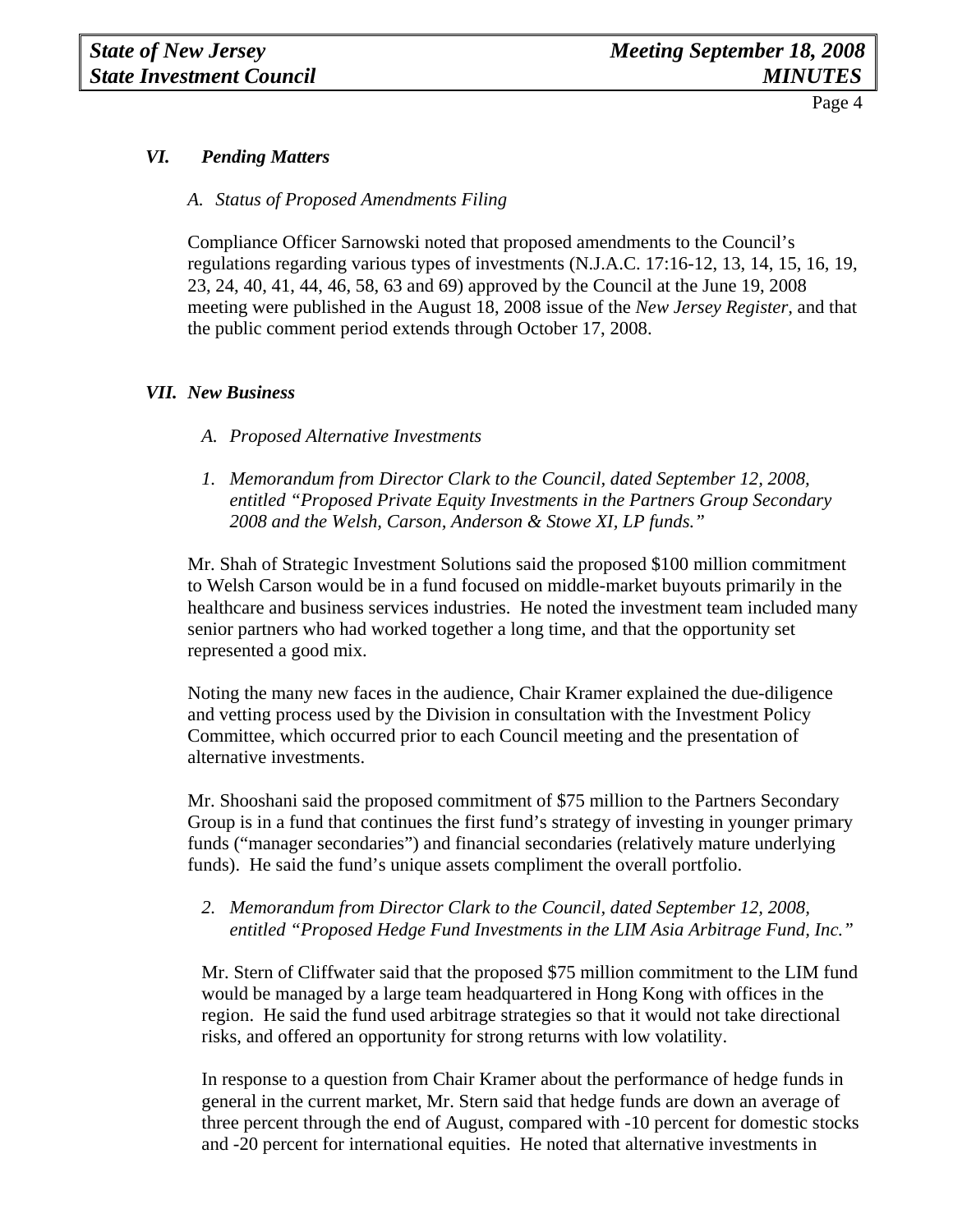### *VI. Pending Matters*

*A. Status of Proposed Amendments Filing*

Compliance Officer Sarnowski noted that proposed amendments to the Council's regulations regarding various types of investments (N.J.A.C. 17:16-12, 13, 14, 15, 16, 19, 23, 24, 40, 41, 44, 46, 58, 63 and 69) approved by the Council at the June 19, 2008 meeting were published in the August 18, 2008 issue of the *New Jersey Register*, and that the public comment period extends through October 17, 2008.

### *VII. New Business*

*A. Proposed Alternative Investments*

*1. Memorandum from Director Clark to the Council, dated September 12, 2008, entitled "Proposed Private Equity Investments in the Partners Group Secondary 2008 and the Welsh, Carson, Anderson & Stowe XI, LP funds."*

Mr. Shah of Strategic Investment Solutions said the proposed $100 million commitment to Welsh Carson would be in a fund focused on middle-market buyouts primarily in the healthcare and business services industries. He noted the investment team included many senior partners who had worked together a long time, and that the opportunity set represented a good mix.

Noting the many new faces in the audience, Chair Kramer explained the due-diligence and vetting process used by the Division in consultation with the Investment Policy Committee, which occurred prior to each Council meeting and the presentation of alternative investments.

Mr. Shooshani said the proposed commitment of $75 million to the Partners Secondary Group is in a fund that continues the first fund's strategy of investing in younger primary funds ("manager secondaries") and financial secondaries (relatively mature underlying funds). He said the fund's unique assets compliment the overall portfolio.

*2. Memorandum from Director Clark to the Council, dated September 12, 2008, entitled "Proposed Hedge Fund Investments in the LIM Asia Arbitrage Fund, Inc."*

Mr. Stern of Cliffwater said that the proposed $75 million commitment to the LIM fund would be managed by a large team headquartered in Hong Kong with offices in the region. He said the fund used arbitrage strategies so that it would not take directional risks, and offered an opportunity for strong returns with low volatility.

In response to a question from Chair Kramer about the performance of hedge funds in general in the current market, Mr. Stern said that hedge funds are down an average of three percent through the end of August, compared with -10 percent for domestic stocks and -20 percent for international equities. He noted that alternative investments in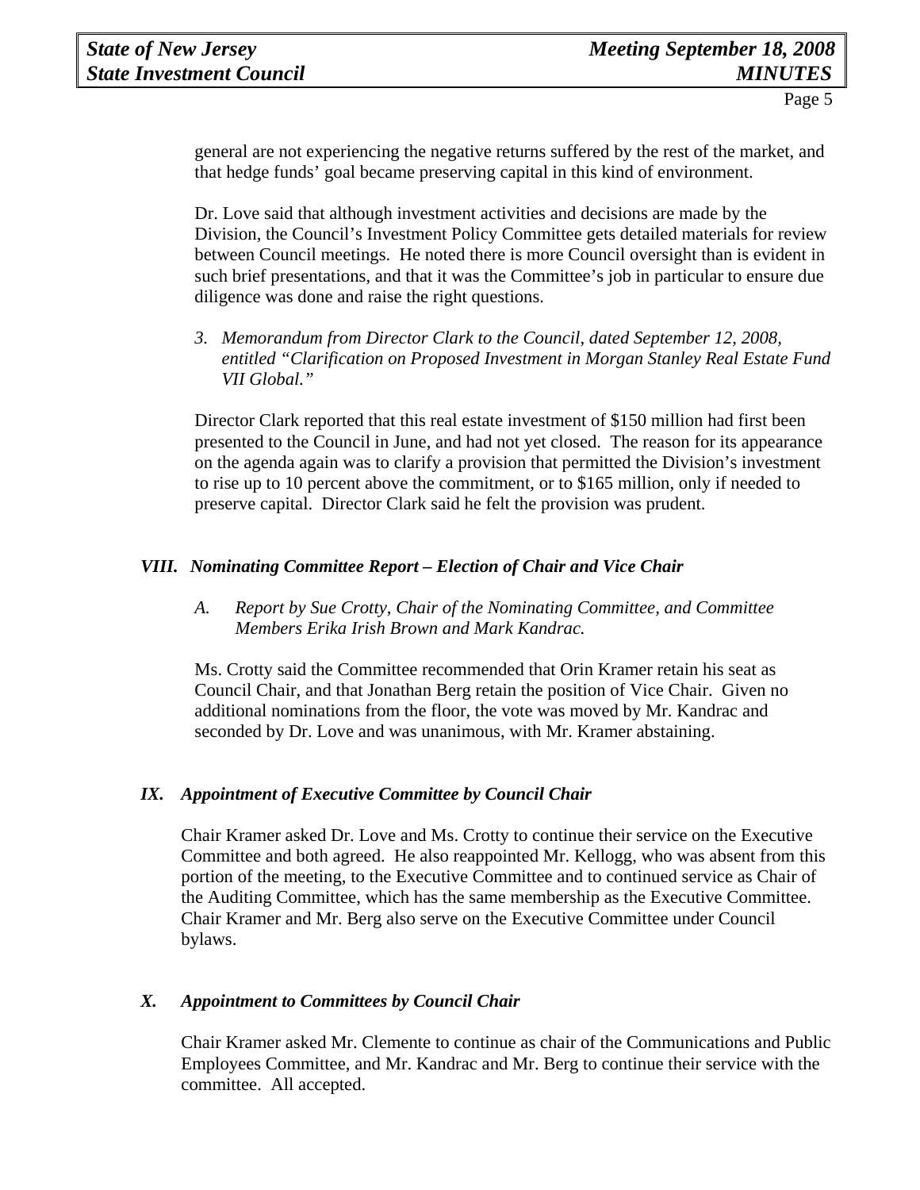general are not experiencing the negative returns suffered by the rest of the market, and that hedge funds' goal became preserving capital in this kind of environment.

Dr. Love said that although investment activities and decisions are made by the Division, the Council's Investment Policy Committee gets detailed materials for review between Council meetings. He noted there is more Council oversight than is evident in such brief presentations, and that it was the Committee's job in particular to ensure due diligence was done and raise the right questions.

3. *Memorandum from Director Clark to the Council, dated September 12, 2008, entitled "Clarification on Proposed Investment in Morgan Stanley Real Estate Fund VII Global."*

Director Clark reported that this real estate investment of $150 million had first been presented to the Council in June, and had not yet closed. The reason for its appearance on the agenda again was to clarify a provision that permitted the Division's investment to rise up to 10 percent above the commitment, or to $165 million, only if needed to preserve capital. Director Clark said he felt the provision was prudent.

## *VIII. Nominating Committee Report – Election of Chair and Vice Chair*

*A. Report by Sue Crotty, Chair of the Nominating Committee, and Committee Members Erika Irish Brown and Mark Kandrac.*

Ms. Crotty said the Committee recommended that Orin Kramer retain his seat as Council Chair, and that Jonathan Berg retain the position of Vice Chair. Given no additional nominations from the floor, the vote was moved by Mr. Kandrac and seconded by Dr. Love and was unanimous, with Mr. Kramer abstaining.

## *IX. Appointment of Executive Committee by Council Chair*

Chair Kramer asked Dr. Love and Ms. Crotty to continue their service on the Executive Committee and both agreed. He also reappointed Mr. Kellogg, who was absent from this portion of the meeting, to the Executive Committee and to continued service as Chair of the Auditing Committee, which has the same membership as the Executive Committee. Chair Kramer and Mr. Berg also serve on the Executive Committee under Council bylaws.

## *X. Appointment to Committees by Council Chair*

Chair Kramer asked Mr. Clemente to continue as chair of the Communications and Public Employees Committee, and Mr. Kandrac and Mr. Berg to continue their service with the committee. All accepted.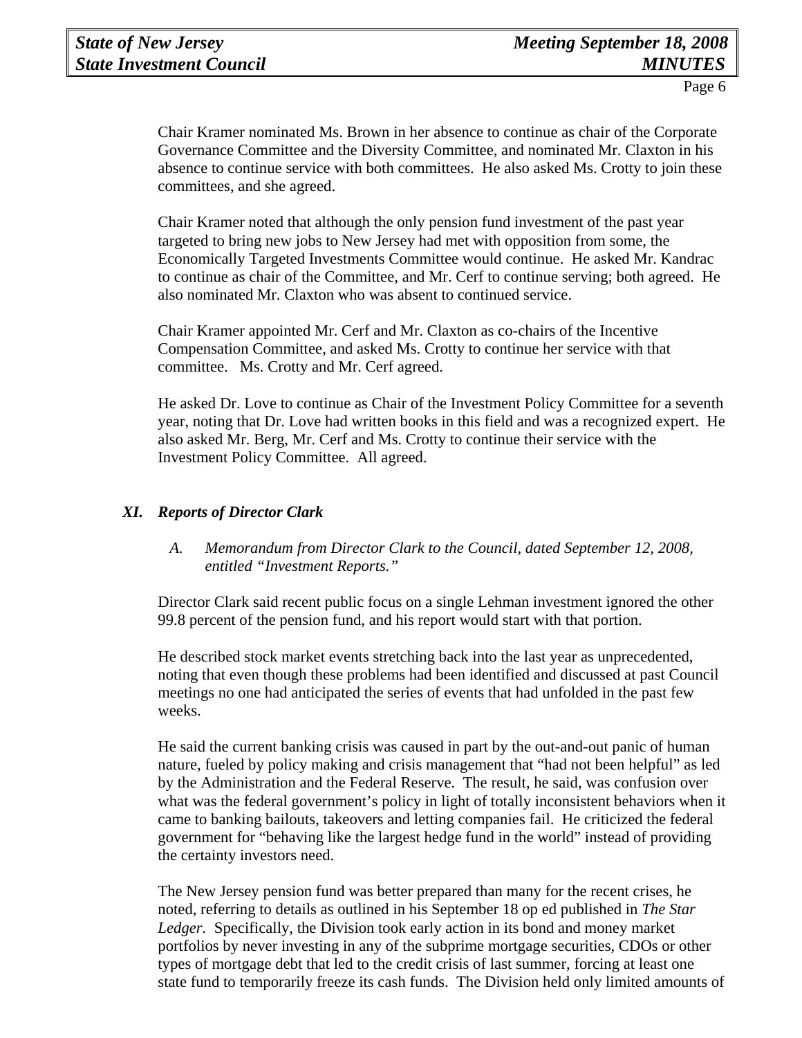Chair Kramer nominated Ms. Brown in her absence to continue as chair of the Corporate Governance Committee and the Diversity Committee, and nominated Mr. Claxton in his absence to continue service with both committees. He also asked Ms. Crotty to join these committees, and she agreed.

Chair Kramer noted that although the only pension fund investment of the past year targeted to bring new jobs to New Jersey had met with opposition from some, the Economically Targeted Investments Committee would continue. He asked Mr. Kandrac to continue as chair of the Committee, and Mr. Cerf to continue serving; both agreed. He also nominated Mr. Claxton who was absent to continued service.

Chair Kramer appointed Mr. Cerf and Mr. Claxton as co-chairs of the Incentive Compensation Committee, and asked Ms. Crotty to continue her service with that committee. Ms. Crotty and Mr. Cerf agreed.

He asked Dr. Love to continue as Chair of the Investment Policy Committee for a seventh year, noting that Dr. Love had written books in this field and was a recognized expert. He also asked Mr. Berg, Mr. Cerf and Ms. Crotty to continue their service with the Investment Policy Committee. All agreed.

## *XI. Reports of Director Clark*

*A. Memorandum from Director Clark to the Council, dated September 12, 2008, entitled "Investment Reports."*

Director Clark said recent public focus on a single Lehman investment ignored the other 99.8 percent of the pension fund, and his report would start with that portion.

He described stock market events stretching back into the last year as unprecedented, noting that even though these problems had been identified and discussed at past Council meetings no one had anticipated the series of events that had unfolded in the past few weeks.

He said the current banking crisis was caused in part by the out-and-out panic of human nature, fueled by policy making and crisis management that "had not been helpful" as led by the Administration and the Federal Reserve. The result, he said, was confusion over what was the federal government's policy in light of totally inconsistent behaviors when it came to banking bailouts, takeovers and letting companies fail. He criticized the federal government for "behaving like the largest hedge fund in the world" instead of providing the certainty investors need.

The New Jersey pension fund was better prepared than many for the recent crises, he noted, referring to details as outlined in his September 18 op ed published in *The Star Ledger*. Specifically, the Division took early action in its bond and money market portfolios by never investing in any of the subprime mortgage securities, CDOs or other types of mortgage debt that led to the credit crisis of last summer, forcing at least one state fund to temporarily freeze its cash funds. The Division held only limited amounts of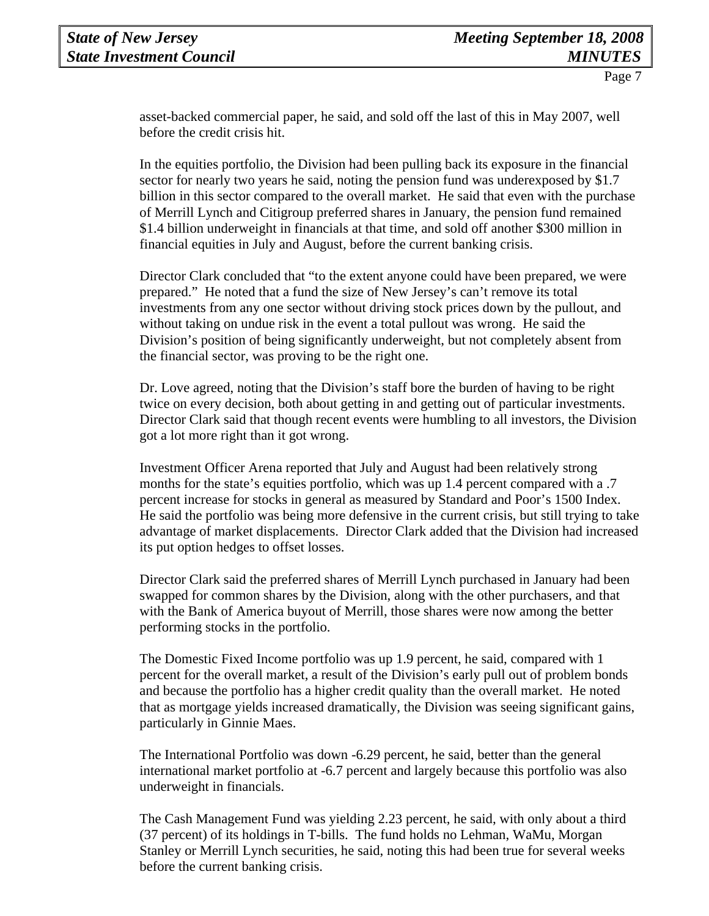asset-backed commercial paper, he said, and sold off the last of this in May 2007, well before the credit crisis hit.

In the equities portfolio, the Division had been pulling back its exposure in the financial sector for nearly two years he said, noting the pension fund was underexposed by $1.7 billion in this sector compared to the overall market. He said that even with the purchase of Merrill Lynch and Citigroup preferred shares in January, the pension fund remained $1.4 billion underweight in financials at that time, and sold off another $300 million in financial equities in July and August, before the current banking crisis.

Director Clark concluded that "to the extent anyone could have been prepared, we were prepared." He noted that a fund the size of New Jersey's can't remove its total investments from any one sector without driving stock prices down by the pullout, and without taking on undue risk in the event a total pullout was wrong. He said the Division's position of being significantly underweight, but not completely absent from the financial sector, was proving to be the right one.

Dr. Love agreed, noting that the Division's staff bore the burden of having to be right twice on every decision, both about getting in and getting out of particular investments. Director Clark said that though recent events were humbling to all investors, the Division got a lot more right than it got wrong.

Investment Officer Arena reported that July and August had been relatively strong months for the state's equities portfolio, which was up 1.4 percent compared with a .7 percent increase for stocks in general as measured by Standard and Poor's 1500 Index. He said the portfolio was being more defensive in the current crisis, but still trying to take advantage of market displacements. Director Clark added that the Division had increased its put option hedges to offset losses.

Director Clark said the preferred shares of Merrill Lynch purchased in January had been swapped for common shares by the Division, along with the other purchasers, and that with the Bank of America buyout of Merrill, those shares were now among the better performing stocks in the portfolio.

The Domestic Fixed Income portfolio was up 1.9 percent, he said, compared with 1 percent for the overall market, a result of the Division's early pull out of problem bonds and because the portfolio has a higher credit quality than the overall market. He noted that as mortgage yields increased dramatically, the Division was seeing significant gains, particularly in Ginnie Maes.

The International Portfolio was down -6.29 percent, he said, better than the general international market portfolio at -6.7 percent and largely because this portfolio was also underweight in financials.

The Cash Management Fund was yielding 2.23 percent, he said, with only about a third (37 percent) of its holdings in T-bills. The fund holds no Lehman, WaMu, Morgan Stanley or Merrill Lynch securities, he said, noting this had been true for several weeks before the current banking crisis.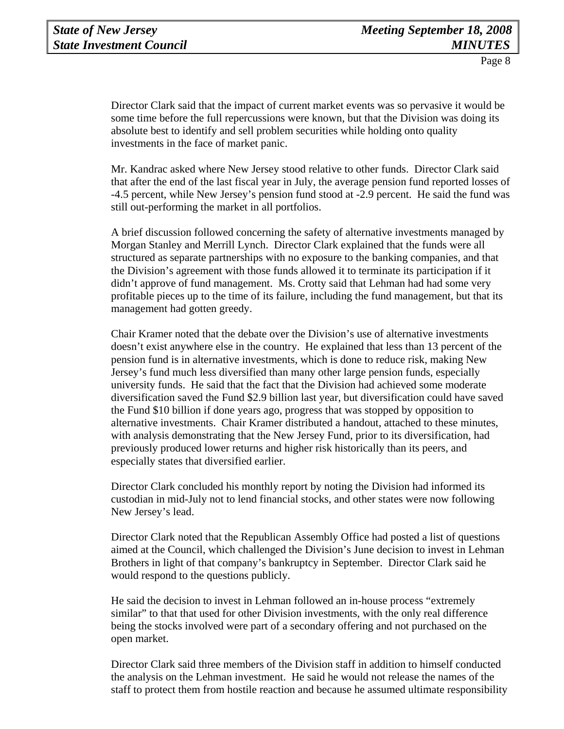Director Clark said that the impact of current market events was so pervasive it would be some time before the full repercussions were known, but that the Division was doing its absolute best to identify and sell problem securities while holding onto quality investments in the face of market panic.

Mr. Kandrac asked where New Jersey stood relative to other funds. Director Clark said that after the end of the last fiscal year in July, the average pension fund reported losses of -4.5 percent, while New Jersey's pension fund stood at -2.9 percent. He said the fund was still out-performing the market in all portfolios.

A brief discussion followed concerning the safety of alternative investments managed by Morgan Stanley and Merrill Lynch. Director Clark explained that the funds were all structured as separate partnerships with no exposure to the banking companies, and that the Division's agreement with those funds allowed it to terminate its participation if it didn't approve of fund management. Ms. Crotty said that Lehman had had some very profitable pieces up to the time of its failure, including the fund management, but that its management had gotten greedy.

Chair Kramer noted that the debate over the Division's use of alternative investments doesn't exist anywhere else in the country. He explained that less than 13 percent of the pension fund is in alternative investments, which is done to reduce risk, making New Jersey's fund much less diversified than many other large pension funds, especially university funds. He said that the fact that the Division had achieved some moderate diversification saved the Fund $2.9 billion last year, but diversification could have saved the Fund $10 billion if done years ago, progress that was stopped by opposition to alternative investments. Chair Kramer distributed a handout, attached to these minutes, with analysis demonstrating that the New Jersey Fund, prior to its diversification, had previously produced lower returns and higher risk historically than its peers, and especially states that diversified earlier.

Director Clark concluded his monthly report by noting the Division had informed its custodian in mid-July not to lend financial stocks, and other states were now following New Jersey's lead.

Director Clark noted that the Republican Assembly Office had posted a list of questions aimed at the Council, which challenged the Division's June decision to invest in Lehman Brothers in light of that company's bankruptcy in September. Director Clark said he would respond to the questions publicly.

He said the decision to invest in Lehman followed an in-house process "extremely similar" to that that used for other Division investments, with the only real difference being the stocks involved were part of a secondary offering and not purchased on the open market.

Director Clark said three members of the Division staff in addition to himself conducted the analysis on the Lehman investment. He said he would not release the names of the staff to protect them from hostile reaction and because he assumed ultimate responsibility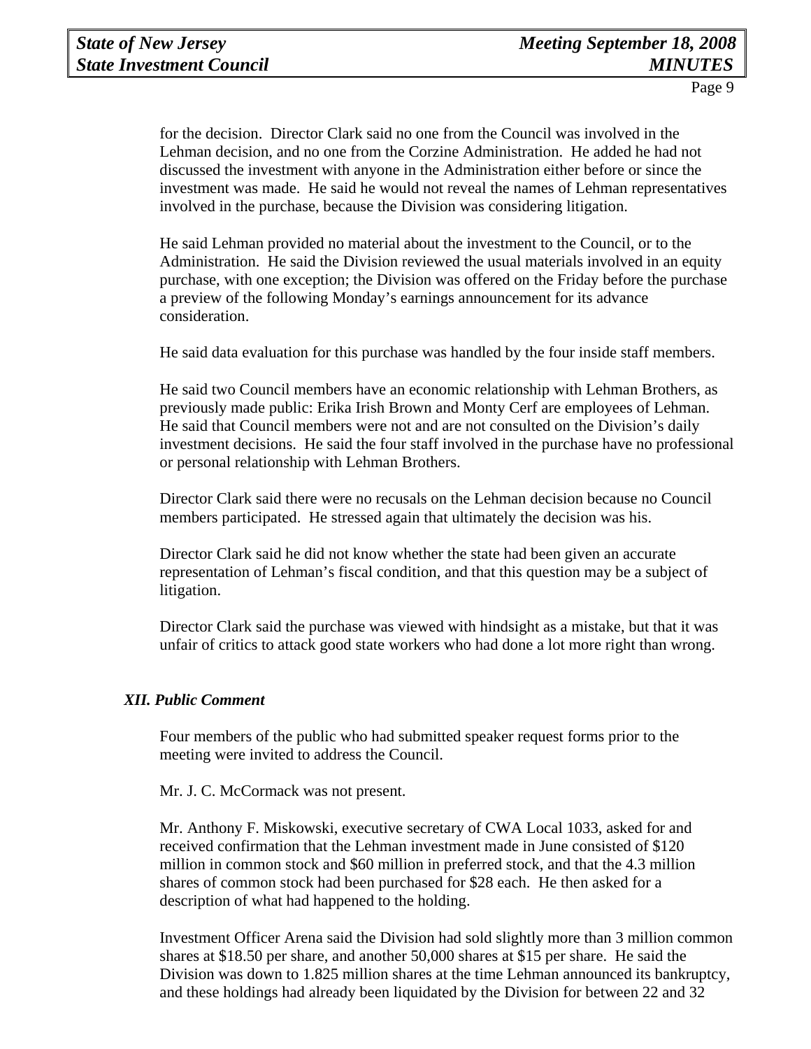for the decision. Director Clark said no one from the Council was involved in the Lehman decision, and no one from the Corzine Administration. He added he had not discussed the investment with anyone in the Administration either before or since the investment was made. He said he would not reveal the names of Lehman representatives involved in the purchase, because the Division was considering litigation.

He said Lehman provided no material about the investment to the Council, or to the Administration. He said the Division reviewed the usual materials involved in an equity purchase, with one exception; the Division was offered on the Friday before the purchase a preview of the following Monday's earnings announcement for its advance consideration.

He said data evaluation for this purchase was handled by the four inside staff members.

He said two Council members have an economic relationship with Lehman Brothers, as previously made public: Erika Irish Brown and Monty Cerf are employees of Lehman. He said that Council members were not and are not consulted on the Division's daily investment decisions. He said the four staff involved in the purchase have no professional or personal relationship with Lehman Brothers.

Director Clark said there were no recusals on the Lehman decision because no Council members participated. He stressed again that ultimately the decision was his.

Director Clark said he did not know whether the state had been given an accurate representation of Lehman's fiscal condition, and that this question may be a subject of litigation.

Director Clark said the purchase was viewed with hindsight as a mistake, but that it was unfair of critics to attack good state workers who had done a lot more right than wrong.

### *XII. Public Comment*

Four members of the public who had submitted speaker request forms prior to the meeting were invited to address the Council.

Mr. J. C. McCormack was not present.

Mr. Anthony F. Miskowski, executive secretary of CWA Local 1033, asked for and received confirmation that the Lehman investment made in June consisted of $120 million in common stock and $60 million in preferred stock, and that the 4.3 million shares of common stock had been purchased for $28 each. He then asked for a description of what had happened to the holding.

Investment Officer Arena said the Division had sold slightly more than 3 million common shares at $18.50 per share, and another 50,000 shares at $15 per share. He said the Division was down to 1.825 million shares at the time Lehman announced its bankruptcy, and these holdings had already been liquidated by the Division for between 22 and 32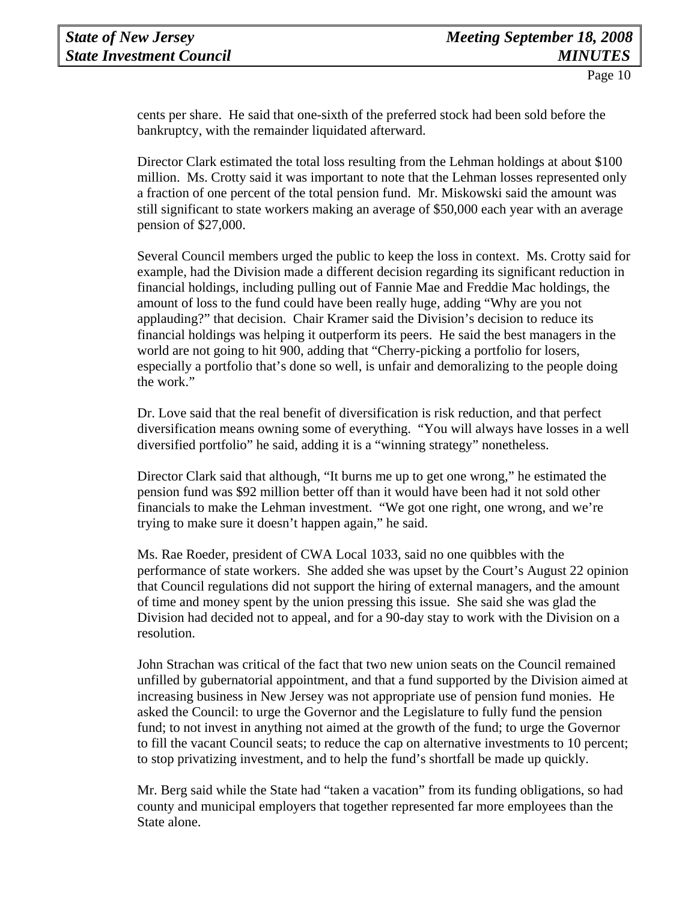cents per share. He said that one-sixth of the preferred stock had been sold before the bankruptcy, with the remainder liquidated afterward.

Director Clark estimated the total loss resulting from the Lehman holdings at about $100 million. Ms. Crotty said it was important to note that the Lehman losses represented only a fraction of one percent of the total pension fund. Mr. Miskowski said the amount was still significant to state workers making an average of $50,000 each year with an average pension of $27,000.

Several Council members urged the public to keep the loss in context. Ms. Crotty said for example, had the Division made a different decision regarding its significant reduction in financial holdings, including pulling out of Fannie Mae and Freddie Mac holdings, the amount of loss to the fund could have been really huge, adding "Why are you not applauding?" that decision. Chair Kramer said the Division's decision to reduce its financial holdings was helping it outperform its peers. He said the best managers in the world are not going to hit 900, adding that "Cherry-picking a portfolio for losers, especially a portfolio that's done so well, is unfair and demoralizing to the people doing the work."

Dr. Love said that the real benefit of diversification is risk reduction, and that perfect diversification means owning some of everything. "You will always have losses in a well diversified portfolio" he said, adding it is a "winning strategy" nonetheless.

Director Clark said that although, "It burns me up to get one wrong," he estimated the pension fund was $92 million better off than it would have been had it not sold other financials to make the Lehman investment. "We got one right, one wrong, and we're trying to make sure it doesn't happen again," he said.

Ms. Rae Roeder, president of CWA Local 1033, said no one quibbles with the performance of state workers. She added she was upset by the Court's August 22 opinion that Council regulations did not support the hiring of external managers, and the amount of time and money spent by the union pressing this issue. She said she was glad the Division had decided not to appeal, and for a 90-day stay to work with the Division on a resolution.

John Strachan was critical of the fact that two new union seats on the Council remained unfilled by gubernatorial appointment, and that a fund supported by the Division aimed at increasing business in New Jersey was not appropriate use of pension fund monies. He asked the Council: to urge the Governor and the Legislature to fully fund the pension fund; to not invest in anything not aimed at the growth of the fund; to urge the Governor to fill the vacant Council seats; to reduce the cap on alternative investments to 10 percent; to stop privatizing investment, and to help the fund's shortfall be made up quickly.

Mr. Berg said while the State had "taken a vacation" from its funding obligations, so had county and municipal employers that together represented far more employees than the State alone.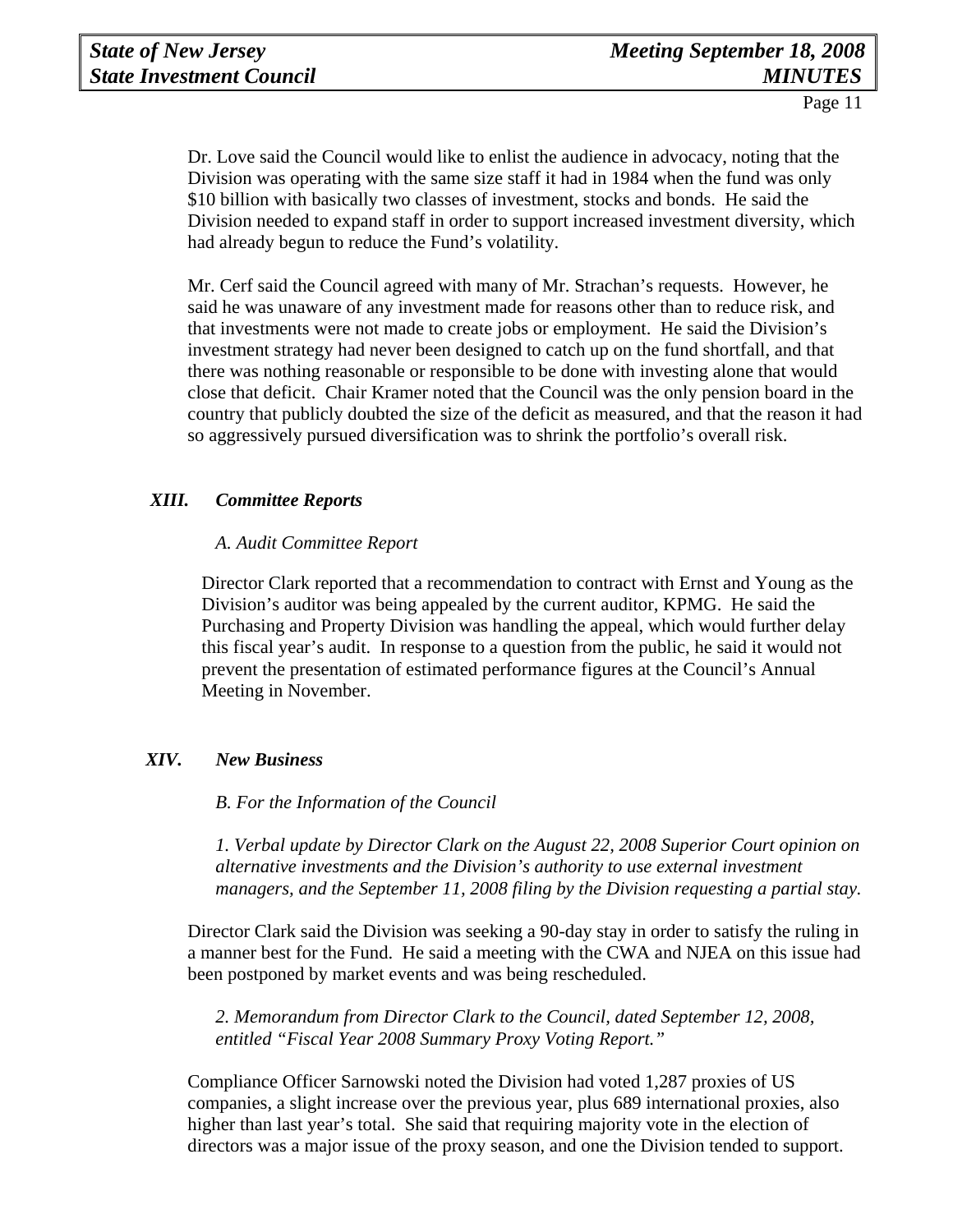Dr. Love said the Council would like to enlist the audience in advocacy, noting that the Division was operating with the same size staff it had in 1984 when the fund was only \$10 billion with basically two classes of investment, stocks and bonds. He said the Division needed to expand staff in order to support increased investment diversity, which had already begun to reduce the Fund's volatility.

Mr. Cerf said the Council agreed with many of Mr. Strachan's requests. However, he said he was unaware of any investment made for reasons other than to reduce risk, and that investments were not made to create jobs or employment. He said the Division's investment strategy had never been designed to catch up on the fund shortfall, and that there was nothing reasonable or responsible to be done with investing alone that would close that deficit. Chair Kramer noted that the Council was the only pension board in the country that publicly doubted the size of the deficit as measured, and that the reason it had so aggressively pursued diversification was to shrink the portfolio's overall risk.

## *XIII. Committee Reports*

*A. Audit Committee Report*

Director Clark reported that a recommendation to contract with Ernst and Young as the Division's auditor was being appealed by the current auditor, KPMG. He said the Purchasing and Property Division was handling the appeal, which would further delay this fiscal year's audit. In response to a question from the public, he said it would not prevent the presentation of estimated performance figures at the Council's Annual Meeting in November.

## *XIV. New Business*

*B. For the Information of the Council*

*1. Verbal update by Director Clark on the August 22, 2008 Superior Court opinion on alternative investments and the Division's authority to use external investment managers, and the September 11, 2008 filing by the Division requesting a partial stay.*

Director Clark said the Division was seeking a 90-day stay in order to satisfy the ruling in a manner best for the Fund. He said a meeting with the CWA and NJEA on this issue had been postponed by market events and was being rescheduled.

*2. Memorandum from Director Clark to the Council, dated September 12, 2008, entitled "Fiscal Year 2008 Summary Proxy Voting Report."*

Compliance Officer Sarnowski noted the Division had voted 1,287 proxies of US companies, a slight increase over the previous year, plus 689 international proxies, also higher than last year's total. She said that requiring majority vote in the election of directors was a major issue of the proxy season, and one the Division tended to support.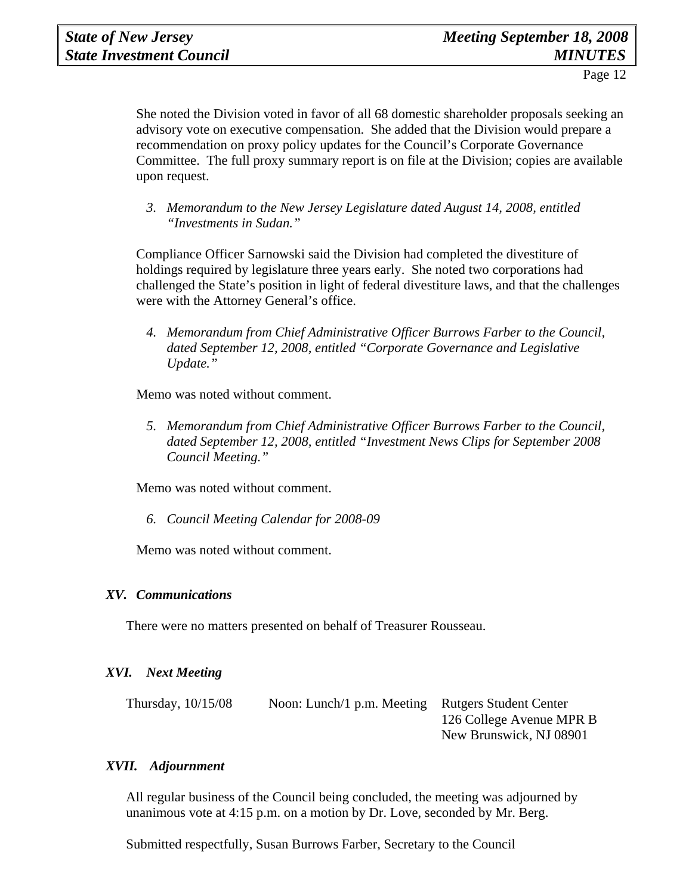She noted the Division voted in favor of all 68 domestic shareholder proposals seeking an advisory vote on executive compensation. She added that the Division would prepare a recommendation on proxy policy updates for the Council's Corporate Governance Committee. The full proxy summary report is on file at the Division; copies are available upon request.

3. *Memorandum to the New Jersey Legislature dated August 14, 2008, entitled "Investments in Sudan."*

Compliance Officer Sarnowski said the Division had completed the divestiture of holdings required by legislature three years early. She noted two corporations had challenged the State's position in light of federal divestiture laws, and that the challenges were with the Attorney General's office.

4. *Memorandum from Chief Administrative Officer Burrows Farber to the Council, dated September 12, 2008, entitled "Corporate Governance and Legislative Update."*

Memo was noted without comment.

5. *Memorandum from Chief Administrative Officer Burrows Farber to the Council, dated September 12, 2008, entitled "Investment News Clips for September 2008 Council Meeting."*

Memo was noted without comment.

6. *Council Meeting Calendar for 2008-09*

Memo was noted without comment.

## *XV. Communications*

There were no matters presented on behalf of Treasurer Rousseau.

## *XVI. Next Meeting*

| | | |
|---|---|---|
| Thursday, 10/15/08 | Noon: Lunch/1 p.m. Meeting | Rutgers Student Center<br>126 College Avenue MPR B<br>New Brunswick, NJ 08901 |

## *XVII. Adjournment*

All regular business of the Council being concluded, the meeting was adjourned by unanimous vote at 4:15 p.m. on a motion by Dr. Love, seconded by Mr. Berg.

Submitted respectfully, Susan Burrows Farber, Secretary to the Council